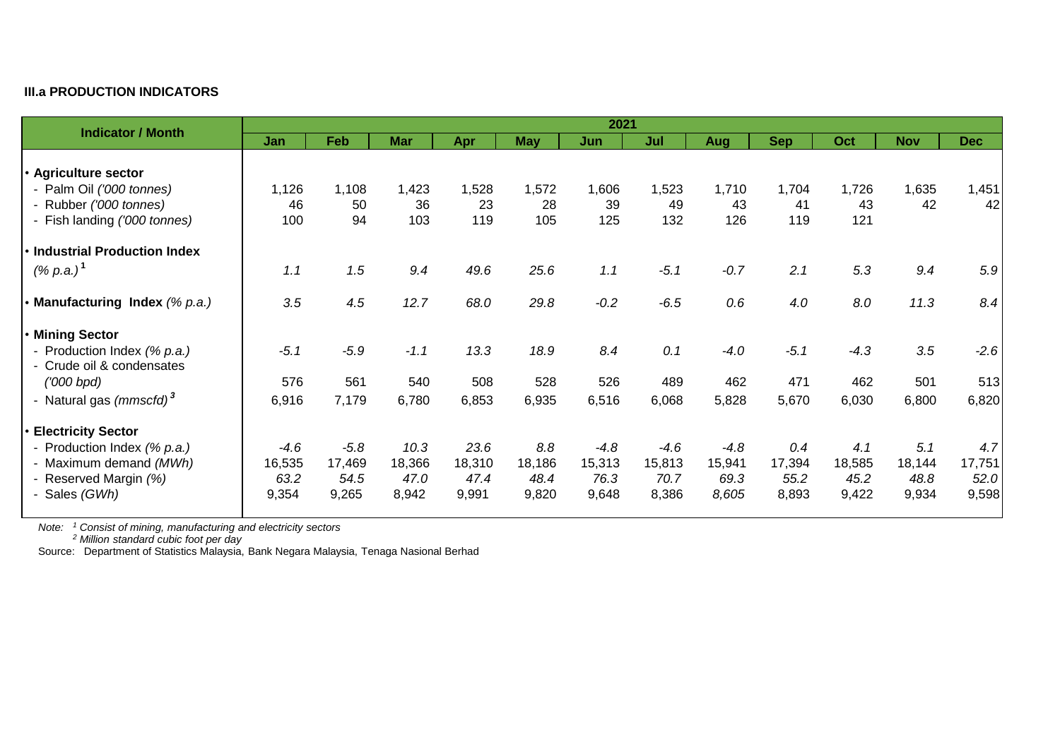### III.a PRODUCTION INDICATORS

| Indicator / Month | 2021 | | | | | | | | | | | |
|---|---|---|---|---|---|---|---|---|---|---|---|---|
| | Jan | Feb | Mar | Apr | May | Jun | Jul | Aug | Sep | Oct | Nov | Dec |
| **• Agriculture sector** | | | | | | | | | | | | |
| - Palm Oil *('000 tonnes)* | 1,126 | 1,108 | 1,423 | 1,528 | 1,572 | 1,606 | 1,523 | 1,710 | 1,704 | 1,726 | 1,635 | 1,451 |
| - Rubber *('000 tonnes)* | 46 | 50 | 36 | 23 | 28 | 39 | 49 | 43 | 41 | 43 | 42 | 42 |
| - Fish landing *('000 tonnes)* | 100 | 94 | 103 | 119 | 105 | 125 | 132 | 126 | 119 | 121 | | |
| **• Industrial Production Index** *(% p.a.)* [1] | *1.1* | *1.5* | *9.4* | *49.6* | *25.6* | *1.1* | *-5.1* | *-0.7* | *2.1* | *5.3* | *9.4* | *5.9* |
| **• Manufacturing Index** *(% p.a.)* | *3.5* | *4.5* | *12.7* | *68.0* | *29.8* | *-0.2* | *-6.5* | *0.6* | *4.0* | *8.0* | *11.3* | *8.4* |
| **• Mining Sector** | | | | | | | | | | | | |
| - Production Index *(% p.a.)* | *-5.1* | *-5.9* | *-1.1* | *13.3* | *18.9* | *8.4* | *0.1* | *-4.0* | *-5.1* | *-4.3* | *3.5* | *-2.6* |
| - Crude oil & condensates *('000 bpd)* | 576 | 561 | 540 | 508 | 528 | 526 | 489 | 462 | 471 | 462 | 501 | 513 |
| - Natural gas *(mmscfd)* [3] | 6,916 | 7,179 | 6,780 | 6,853 | 6,935 | 6,516 | 6,068 | 5,828 | 5,670 | 6,030 | 6,800 | 6,820 |
| **• Electricity Sector** | | | | | | | | | | | | |
| - Production Index *(% p.a.)* | *-4.6* | *-5.8* | *10.3* | *23.6* | *8.8* | *-4.8* | *-4.6* | *-4.8* | *0.4* | *4.1* | *5.1* | *4.7* |
| - Maximum demand *(MWh)* | 16,535 | 17,469 | 18,366 | 18,310 | 18,186 | 15,313 | 15,813 | 15,941 | 17,394 | 18,585 | 18,144 | 17,751 |
| - Reserved Margin *(%)* | *63.2* | *54.5* | *47.0* | *47.4* | *48.4* | *76.3* | *70.7* | *69.3* | *55.2* | *45.2* | *48.8* | *52.0* |
| - Sales *(GWh)* | 9,354 | 9,265 | 8,942 | 9,991 | 9,820 | 9,648 | 8,386 | *8,605* | 8,893 | 9,422 | 9,934 | 9,598 |

*Note:* [1] *Consist of mining, manufacturing and electricity sectors*
[2] *Million standard cubic foot per day*

Source: Department of Statistics Malaysia, Bank Negara Malaysia, Tenaga Nasional Berhad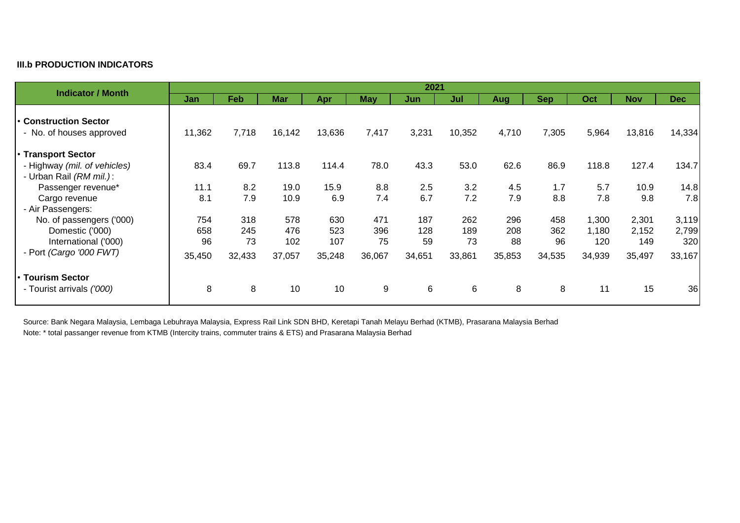**III.b PRODUCTION INDICATORS**

| Indicator / Month | 2021 | | | | | | | | | | | |
|---|---|---|---|---|---|---|---|---|---|---|---|---|
| | Jan | Feb | Mar | Apr | May | Jun | Jul | Aug | Sep | Oct | Nov | Dec |
| • **Construction Sector** | | | | | | | | | | | | |
| - No. of houses approved | 11,362 | 7,718 | 16,142 | 13,636 | 7,417 | 3,231 | 10,352 | 4,710 | 7,305 | 5,964 | 13,816 | 14,334 |
| • **Transport Sector** | | | | | | | | | | | | |
| - Highway *(mil. of vehicles)* | 83.4 | 69.7 | 113.8 | 114.4 | 78.0 | 43.3 | 53.0 | 62.6 | 86.9 | 118.8 | 127.4 | 134.7 |
| - Urban Rail *(RM mil.)* : | | | | | | | | | | | | |
| Passenger revenue* | 11.1 | 8.2 | 19.0 | 15.9 | 8.8 | 2.5 | 3.2 | 4.5 | 1.7 | 5.7 | 10.9 | 14.8 |
| Cargo revenue | 8.1 | 7.9 | 10.9 | 6.9 | 7.4 | 6.7 | 7.2 | 7.9 | 8.8 | 7.8 | 9.8 | 7.8 |
| - Air Passengers: | | | | | | | | | | | | |
| No. of passengers ('000) | 754 | 318 | 578 | 630 | 471 | 187 | 262 | 296 | 458 | 1,300 | 2,301 | 3,119 |
| Domestic ('000) | 658 | 245 | 476 | 523 | 396 | 128 | 189 | 208 | 362 | 1,180 | 2,152 | 2,799 |
| International ('000) | 96 | 73 | 102 | 107 | 75 | 59 | 73 | 88 | 96 | 120 | 149 | 320 |
| - Port *(Cargo '000 FWT)* | 35,450 | 32,433 | 37,057 | 35,248 | 36,067 | 34,651 | 33,861 | 35,853 | 34,535 | 34,939 | 35,497 | 33,167 |
| • **Tourism Sector** | | | | | | | | | | | | |
| - Tourist arrivals *('000)* | 8 | 8 | 10 | 10 | 9 | 6 | 6 | 8 | 8 | 11 | 15 | 36 |

Source: Bank Negara Malaysia, Lembaga Lebuhraya Malaysia, Express Rail Link SDN BHD, Keretapi Tanah Melayu Berhad (KTMB), Prasarana Malaysia Berhad

Note: * total passanger revenue from KTMB (Intercity trains, commuter trains & ETS) and Prasarana Malaysia Berhad